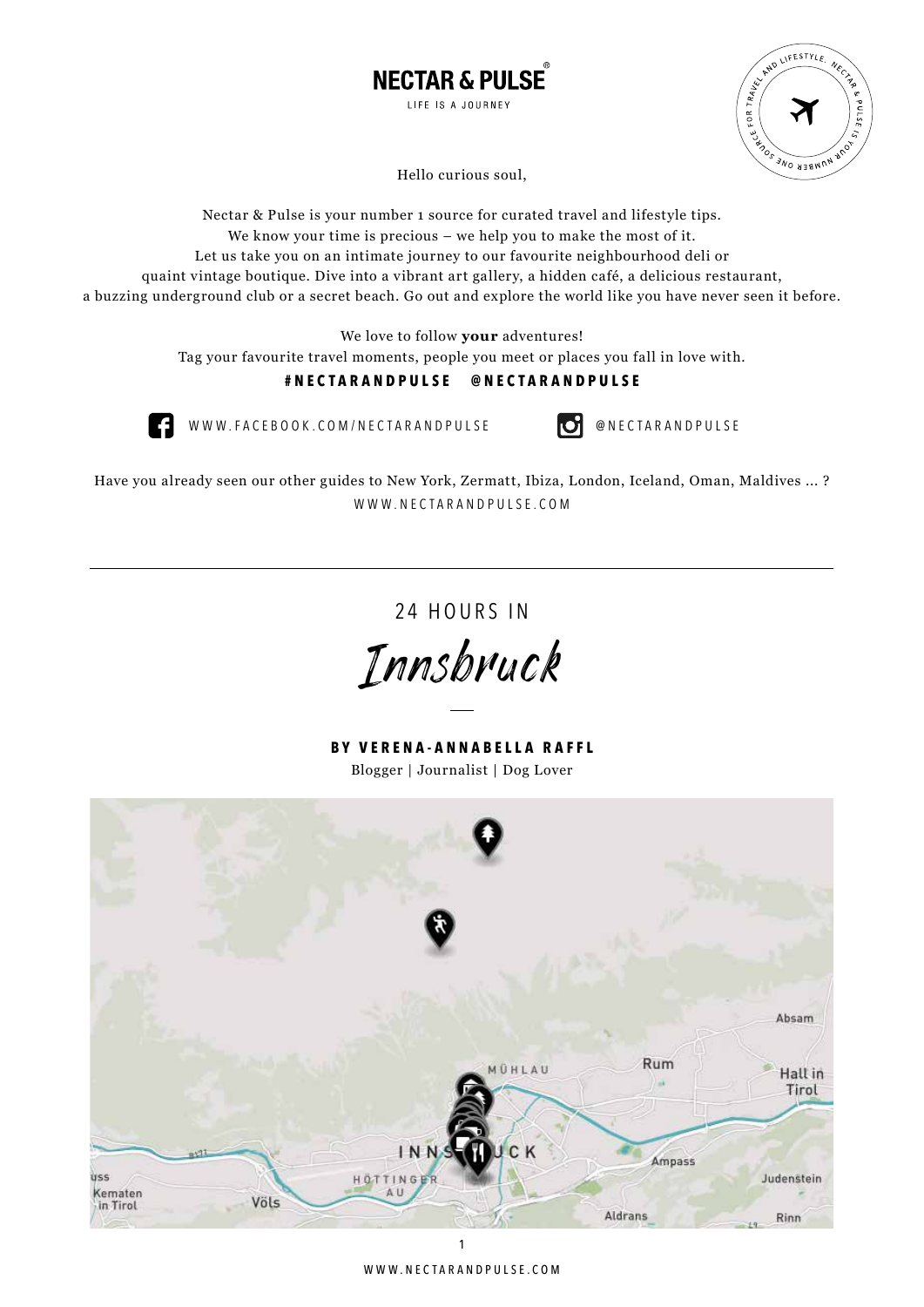# NECTAR & PULSE®

LIFE IS A JOURNEY

Hello curious soul,

Nectar & Pulse is your number 1 source for curated travel and lifestyle tips.
We know your time is precious – we help you to make the most of it.
Let us take you on an intimate journey to our favourite neighbourhood deli or
quaint vintage boutique. Dive into a vibrant art gallery, a hidden café, a delicious restaurant,
a buzzing underground club or a secret beach. Go out and explore the world like you have never seen it before.

We love to follow **your** adventures!
Tag your favourite travel moments, people you meet or places you fall in love with.

**#NECTARANDPULSE @NECTARANDPULSE**

WWW.FACEBOOK.COM/NECTARANDPULSE

@NECTARANDPULSE

Have you already seen our other guides to New York, Zermatt, Ibiza, London, Iceland, Oman, Maldives ... ?
WWW.NECTARANDPULSE.COM

---

## 24 HOURS IN

# Innsbruck

**BY VERENA-ANNABELLA RAFFL**

Blogger | Journalist | Dog Lover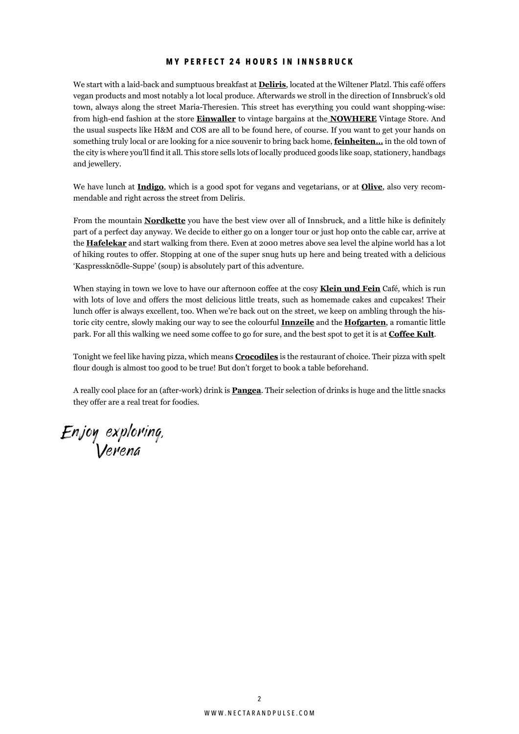# MY PERFECT 24 HOURS IN INNSBRUCK

We start with a laid-back and sumptuous breakfast at **Deliris**, located at the Wiltener Platzl. This café offers vegan products and most notably a lot local produce. Afterwards we stroll in the direction of Innsbruck's old town, always along the street Maria-Theresien. This street has everything you could want shopping-wise: from high-end fashion at the store **Einwaller** to vintage bargains at the **NOWHERE** Vintage Store. And the usual suspects like H&M and COS are all to be found here, of course. If you want to get your hands on something truly local or are looking for a nice souvenir to bring back home, **feinheiten...** in the old town of the city is where you'll find it all. This store sells lots of locally produced goods like soap, stationery, handbags and jewellery.

We have lunch at **Indigo**, which is a good spot for vegans and vegetarians, or at **Olive**, also very recommendable and right across the street from Deliris.

From the mountain **Nordkette** you have the best view over all of Innsbruck, and a little hike is definitely part of a perfect day anyway. We decide to either go on a longer tour or just hop onto the cable car, arrive at the **Hafelekar** and start walking from there. Even at 2000 metres above sea level the alpine world has a lot of hiking routes to offer. Stopping at one of the super snug huts up here and being treated with a delicious 'Kaspressknödle-Suppe' (soup) is absolutely part of this adventure.

When staying in town we love to have our afternoon coffee at the cosy **Klein und Fein** Café, which is run with lots of love and offers the most delicious little treats, such as homemade cakes and cupcakes! Their lunch offer is always excellent, too. When we're back out on the street, we keep on ambling through the historic city centre, slowly making our way to see the colourful **Innzeile** and the **Hofgarten**, a romantic little park. For all this walking we need some coffee to go for sure, and the best spot to get it is at **Coffee Kult**.

Tonight we feel like having pizza, which means **Crocodiles** is the restaurant of choice. Their pizza with spelt flour dough is almost too good to be true! But don't forget to book a table beforehand.

A really cool place for an (after-work) drink is **Pangea**. Their selection of drinks is huge and the little snacks they offer are a real treat for foodies.

*Enjoy exploring,*
*Verena*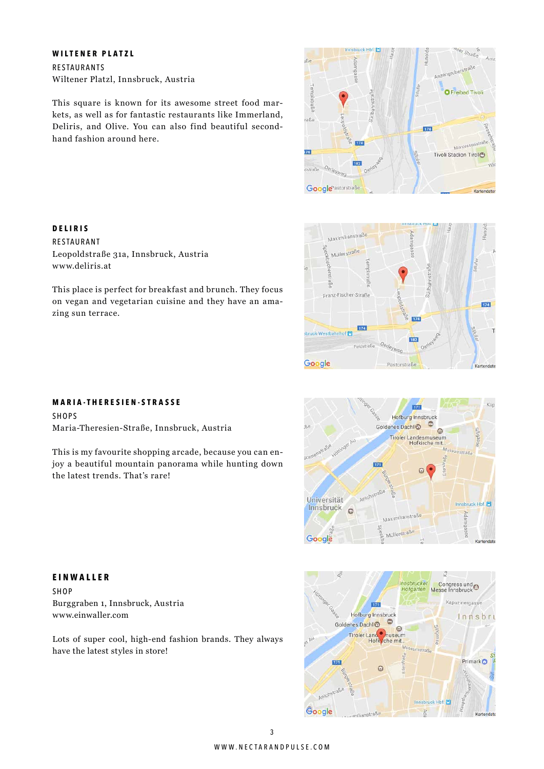## WILTENER PLATZL

RESTAURANTS

Wiltener Platzl, Innsbruck, Austria

This square is known for its awesome street food markets, as well as for fantastic restaurants like Immerland, Deliris, and Olive. You can also find beautiful second-hand fashion around here.

## DELIRIS

RESTAURANT

Leopoldstraße 31a, Innsbruck, Austria

www.deliris.at

This place is perfect for breakfast and brunch. They focus on vegan and vegetarian cuisine and they have an amazing sun terrace.

## MARIA-THERESIEN-STRASSE

SHOPS

Maria-Theresien-Straße, Innsbruck, Austria

This is my favourite shopping arcade, because you can enjoy a beautiful mountain panorama while hunting down the latest trends. That's rare!

## EINWALLER

SHOP

Burggraben 1, Innsbruck, Austria

www.einwaller.com

Lots of super cool, high-end fashion brands. They always have the latest styles in store!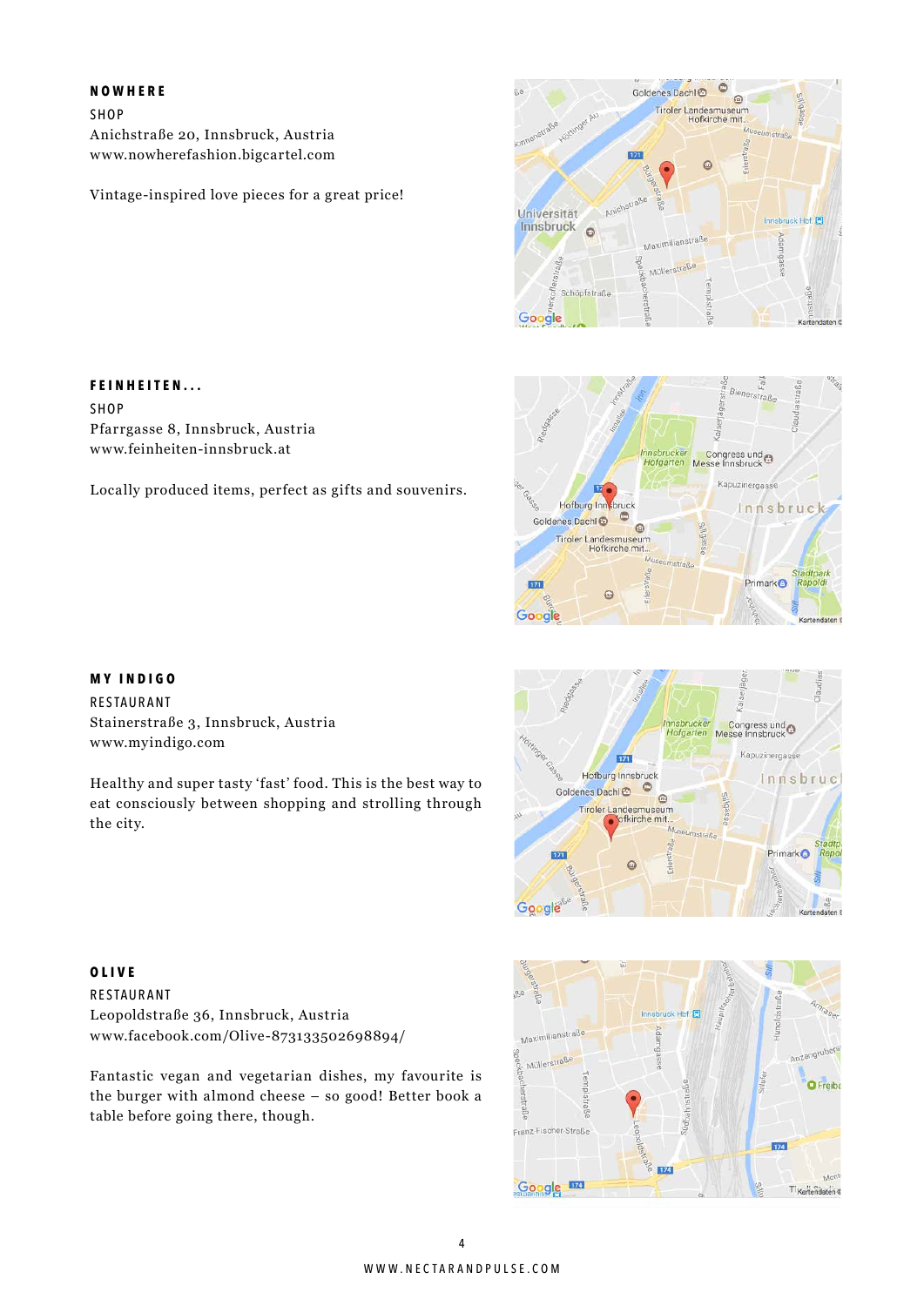## NOWHERE

SHOP

Anichstraße 20, Innsbruck, Austria
www.nowherefashion.bigcartel.com

Vintage-inspired love pieces for a great price!

## FEINHEITEN...

SHOP

Pfarrgasse 8, Innsbruck, Austria
www.feinheiten-innsbruck.at

Locally produced items, perfect as gifts and souvenirs.

## MY INDIGO

RESTAURANT

Stainerstraße 3, Innsbruck, Austria
www.myindigo.com

Healthy and super tasty ‘fast’ food. This is the best way to eat consciously between shopping and strolling through the city.

## OLIVE

RESTAURANT

Leopoldstraße 36, Innsbruck, Austria
www.facebook.com/Olive-873133502698894/

Fantastic vegan and vegetarian dishes, my favourite is the burger with almond cheese – so good! Better book a table before going there, though.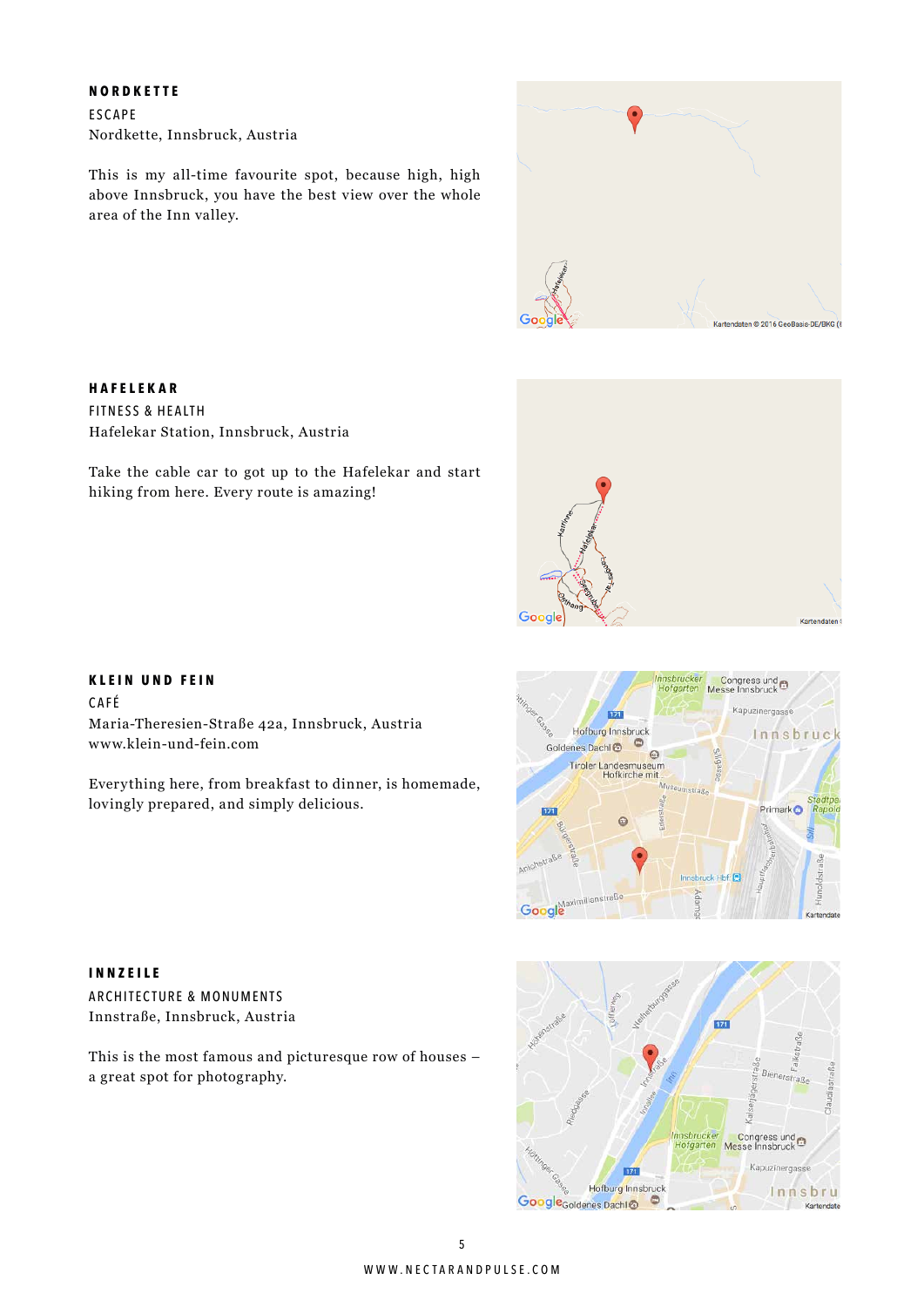### NORDKETTE

ESCAPE

Nordkette, Innsbruck, Austria

This is my all-time favourite spot, because high, high above Innsbruck, you have the best view over the whole area of the Inn valley.

### HAFELEKAR

FITNESS & HEALTH

Hafelekar Station, Innsbruck, Austria

Take the cable car to got up to the Hafelekar and start hiking from here. Every route is amazing!

### KLEIN UND FEIN

CAFÉ

Maria-Theresien-Straße 42a, Innsbruck, Austria

www.klein-und-fein.com

Everything here, from breakfast to dinner, is homemade, lovingly prepared, and simply delicious.

### INNZEILE

ARCHITECTURE & MONUMENTS

Innstraße, Innsbruck, Austria

This is the most famous and picturesque row of houses – a great spot for photography.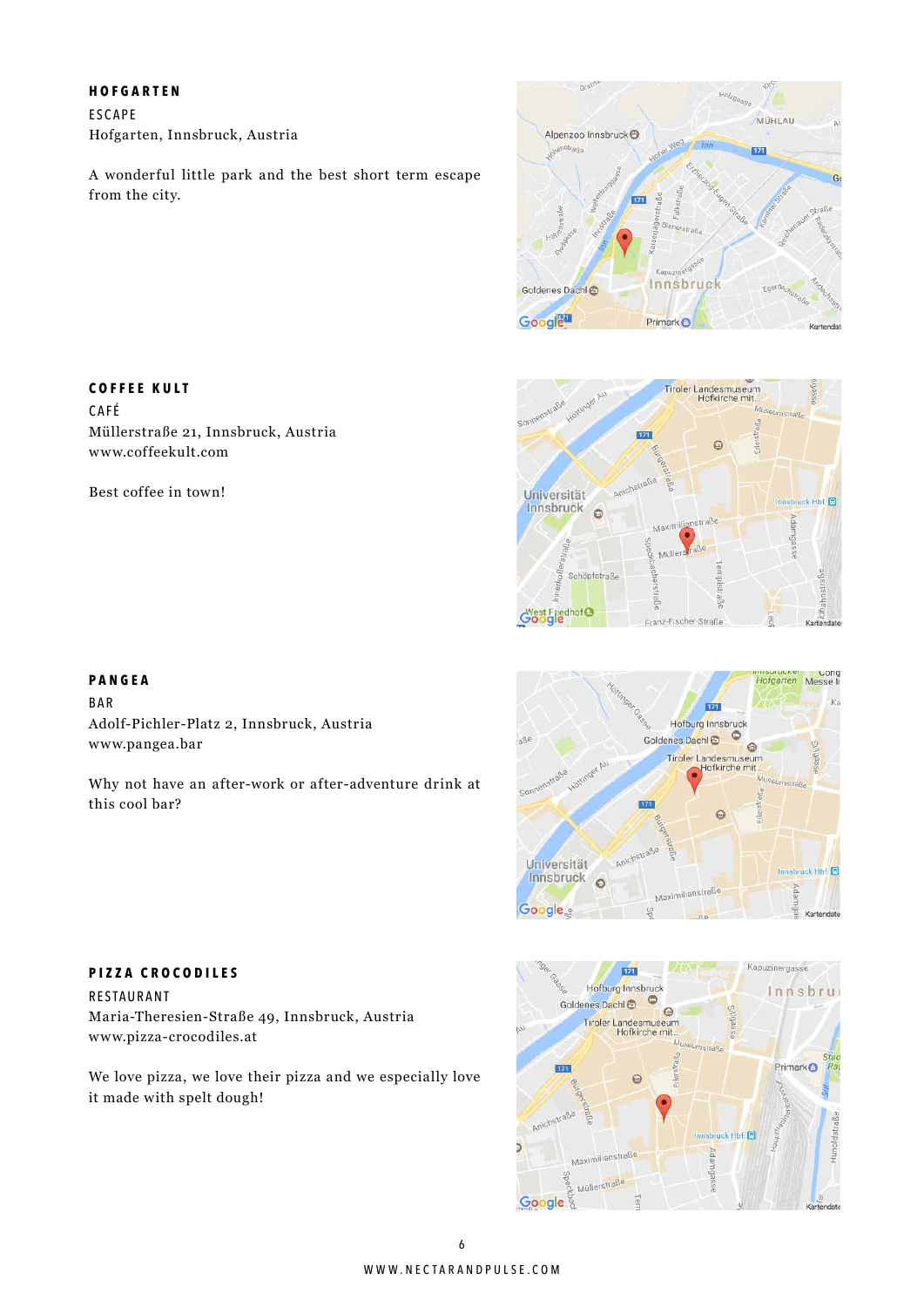## HOFGARTEN

ESCAPE

Hofgarten, Innsbruck, Austria

A wonderful little park and the best short term escape from the city.

## COFFEE KULT

CAFÉ

Müllerstraße 21, Innsbruck, Austria

www.coffeekult.com

Best coffee in town!

## PANGEA

BAR

Adolf-Pichler-Platz 2, Innsbruck, Austria

www.pangea.bar

Why not have an after-work or after-adventure drink at this cool bar?

## PIZZA CROCODILES

RESTAURANT

Maria-Theresien-Straße 49, Innsbruck, Austria

www.pizza-crocodiles.at

We love pizza, we love their pizza and we especially love it made with spelt dough!

WWW.NECTARANDPULSE.COM